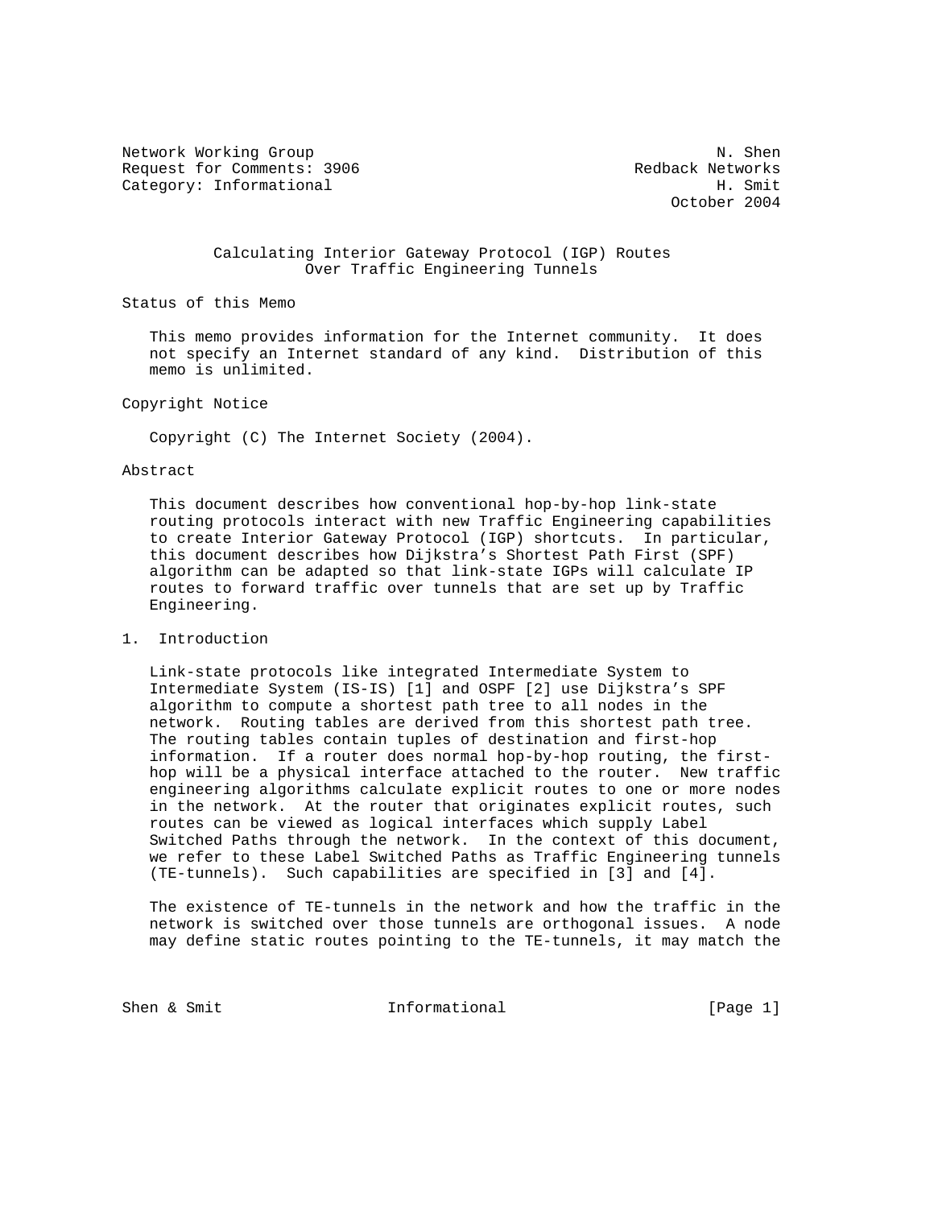Network Working Group N. Shen
Request for Comments: 3906 Redback Networks
Category: Informational H. Smit
October 2004

# Calculating Interior Gateway Protocol (IGP) Routes Over Traffic Engineering Tunnels

## Status of this Memo

This memo provides information for the Internet community. It does not specify an Internet standard of any kind. Distribution of this memo is unlimited.

## Copyright Notice

Copyright (C) The Internet Society (2004).

## Abstract

This document describes how conventional hop-by-hop link-state routing protocols interact with new Traffic Engineering capabilities to create Interior Gateway Protocol (IGP) shortcuts. In particular, this document describes how Dijkstra's Shortest Path First (SPF) algorithm can be adapted so that link-state IGPs will calculate IP routes to forward traffic over tunnels that are set up by Traffic Engineering.

## 1. Introduction

Link-state protocols like integrated Intermediate System to Intermediate System (IS-IS) [1] and OSPF [2] use Dijkstra's SPF algorithm to compute a shortest path tree to all nodes in the network. Routing tables are derived from this shortest path tree. The routing tables contain tuples of destination and first-hop information. If a router does normal hop-by-hop routing, the first-hop will be a physical interface attached to the router. New traffic engineering algorithms calculate explicit routes to one or more nodes in the network. At the router that originates explicit routes, such routes can be viewed as logical interfaces which supply Label Switched Paths through the network. In the context of this document, we refer to these Label Switched Paths as Traffic Engineering tunnels (TE-tunnels). Such capabilities are specified in [3] and [4].

The existence of TE-tunnels in the network and how the traffic in the network is switched over those tunnels are orthogonal issues. A node may define static routes pointing to the TE-tunnels, it may match the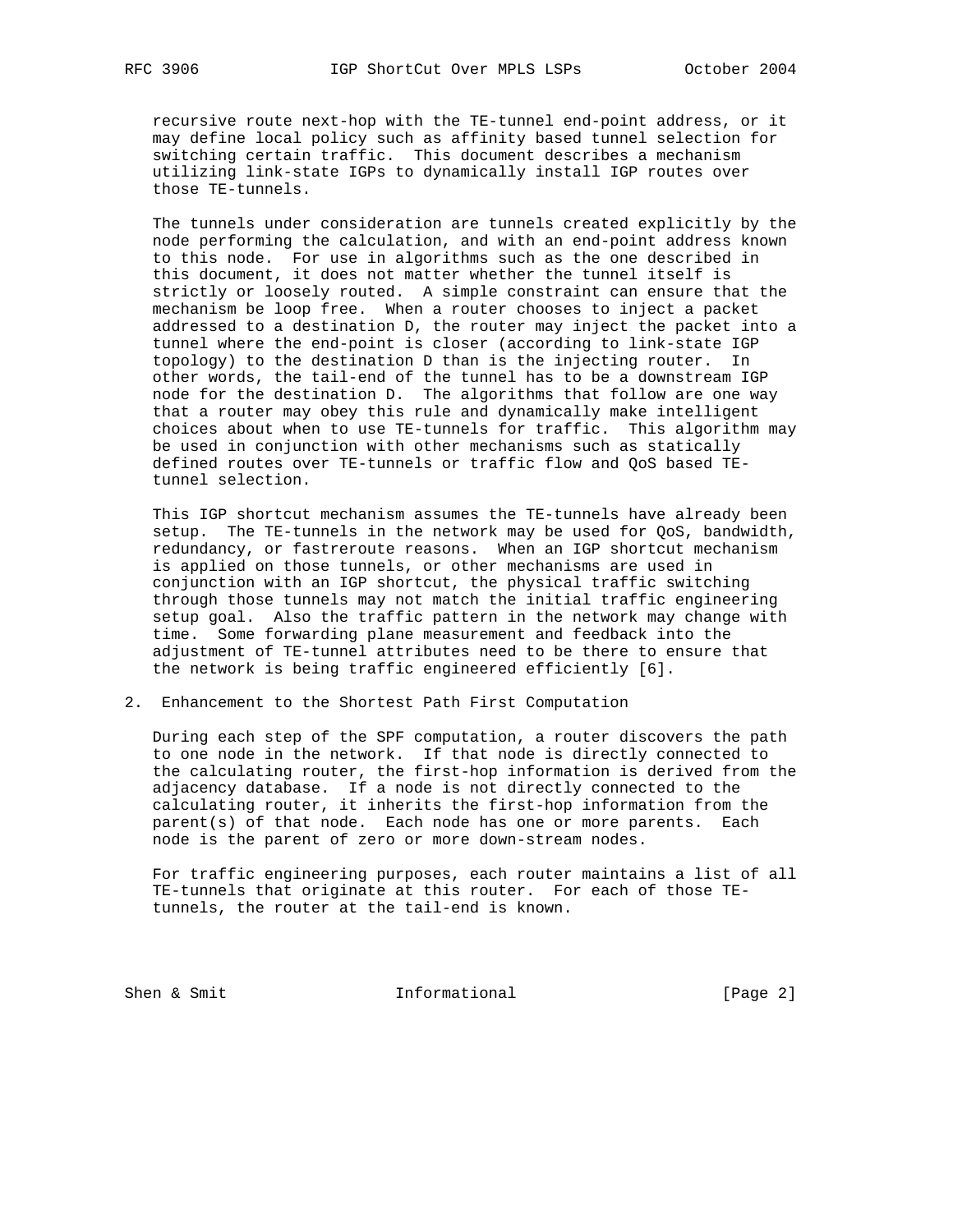recursive route next-hop with the TE-tunnel end-point address, or it may define local policy such as affinity based tunnel selection for switching certain traffic. This document describes a mechanism utilizing link-state IGPs to dynamically install IGP routes over those TE-tunnels.

The tunnels under consideration are tunnels created explicitly by the node performing the calculation, and with an end-point address known to this node. For use in algorithms such as the one described in this document, it does not matter whether the tunnel itself is strictly or loosely routed. A simple constraint can ensure that the mechanism be loop free. When a router chooses to inject a packet addressed to a destination D, the router may inject the packet into a tunnel where the end-point is closer (according to link-state IGP topology) to the destination D than is the injecting router. In other words, the tail-end of the tunnel has to be a downstream IGP node for the destination D. The algorithms that follow are one way that a router may obey this rule and dynamically make intelligent choices about when to use TE-tunnels for traffic. This algorithm may be used in conjunction with other mechanisms such as statically defined routes over TE-tunnels or traffic flow and QoS based TE-tunnel selection.

This IGP shortcut mechanism assumes the TE-tunnels have already been setup. The TE-tunnels in the network may be used for QoS, bandwidth, redundancy, or fastreroute reasons. When an IGP shortcut mechanism is applied on those tunnels, or other mechanisms are used in conjunction with an IGP shortcut, the physical traffic switching through those tunnels may not match the initial traffic engineering setup goal. Also the traffic pattern in the network may change with time. Some forwarding plane measurement and feedback into the adjustment of TE-tunnel attributes need to be there to ensure that the network is being traffic engineered efficiently [6].

## 2. Enhancement to the Shortest Path First Computation

During each step of the SPF computation, a router discovers the path to one node in the network. If that node is directly connected to the calculating router, the first-hop information is derived from the adjacency database. If a node is not directly connected to the calculating router, it inherits the first-hop information from the parent(s) of that node. Each node has one or more parents. Each node is the parent of zero or more down-stream nodes.

For traffic engineering purposes, each router maintains a list of all TE-tunnels that originate at this router. For each of those TE-tunnels, the router at the tail-end is known.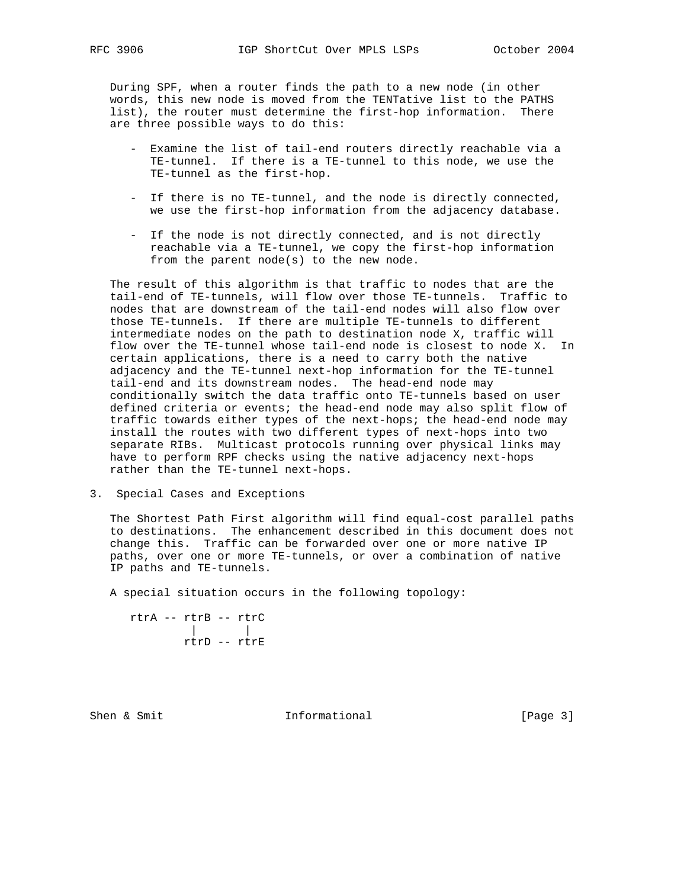During SPF, when a router finds the path to a new node (in other words, this new node is moved from the TENTative list to the PATHS list), the router must determine the first-hop information. There are three possible ways to do this:

- Examine the list of tail-end routers directly reachable via a TE-tunnel. If there is a TE-tunnel to this node, we use the TE-tunnel as the first-hop.

- If there is no TE-tunnel, and the node is directly connected, we use the first-hop information from the adjacency database.

- If the node is not directly connected, and is not directly reachable via a TE-tunnel, we copy the first-hop information from the parent node(s) to the new node.

The result of this algorithm is that traffic to nodes that are the tail-end of TE-tunnels, will flow over those TE-tunnels. Traffic to nodes that are downstream of the tail-end nodes will also flow over those TE-tunnels. If there are multiple TE-tunnels to different intermediate nodes on the path to destination node X, traffic will flow over the TE-tunnel whose tail-end node is closest to node X. In certain applications, there is a need to carry both the native adjacency and the TE-tunnel next-hop information for the TE-tunnel tail-end and its downstream nodes. The head-end node may conditionally switch the data traffic onto TE-tunnels based on user defined criteria or events; the head-end node may also split flow of traffic towards either types of the next-hops; the head-end node may install the routes with two different types of next-hops into two separate RIBs. Multicast protocols running over physical links may have to perform RPF checks using the native adjacency next-hops rather than the TE-tunnel next-hops.

## 3. Special Cases and Exceptions

The Shortest Path First algorithm will find equal-cost parallel paths to destinations. The enhancement described in this document does not change this. Traffic can be forwarded over one or more native IP paths, over one or more TE-tunnels, or over a combination of native IP paths and TE-tunnels.

A special situation occurs in the following topology:

```
rtrA -- rtrB -- rtrC
         |       |
        rtrD -- rtrE
```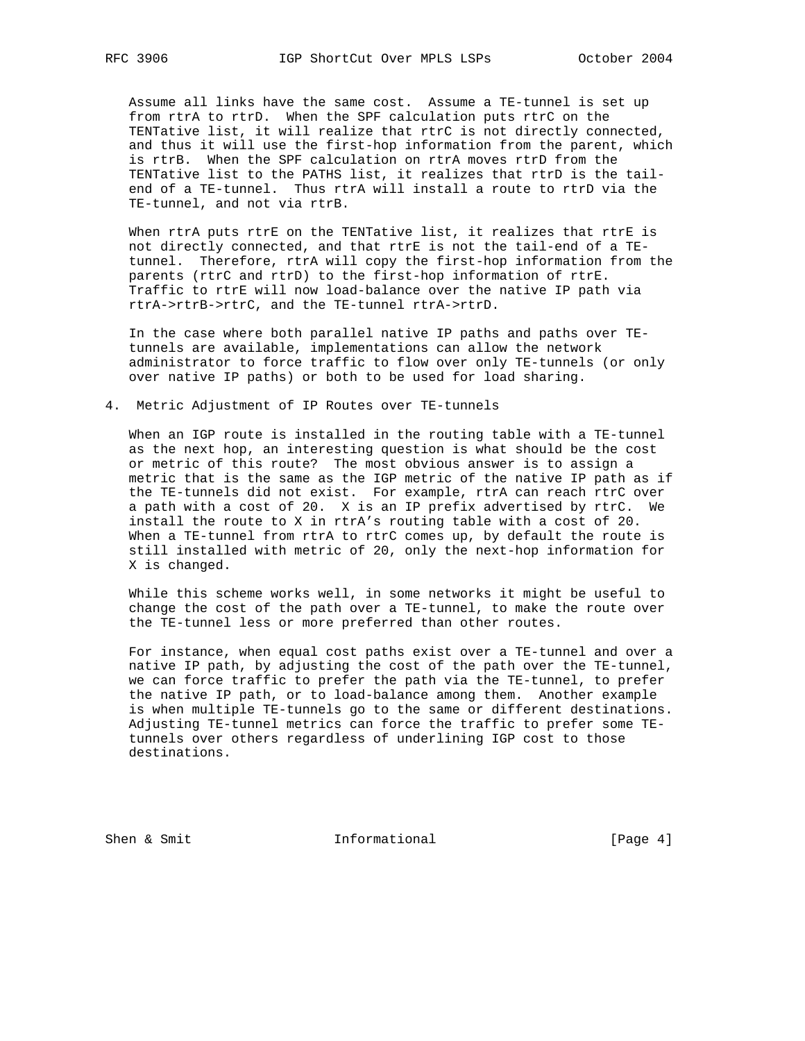Assume all links have the same cost. Assume a TE-tunnel is set up from rtrA to rtrD. When the SPF calculation puts rtrC on the TENTative list, it will realize that rtrC is not directly connected, and thus it will use the first-hop information from the parent, which is rtrB. When the SPF calculation on rtrA moves rtrD from the TENTative list to the PATHS list, it realizes that rtrD is the tail-end of a TE-tunnel. Thus rtrA will install a route to rtrD via the TE-tunnel, and not via rtrB.

When rtrA puts rtrE on the TENTative list, it realizes that rtrE is not directly connected, and that rtrE is not the tail-end of a TE-tunnel. Therefore, rtrA will copy the first-hop information from the parents (rtrC and rtrD) to the first-hop information of rtrE. Traffic to rtrE will now load-balance over the native IP path via rtrA->rtrB->rtrC, and the TE-tunnel rtrA->rtrD.

In the case where both parallel native IP paths and paths over TE-tunnels are available, implementations can allow the network administrator to force traffic to flow over only TE-tunnels (or only over native IP paths) or both to be used for load sharing.

## 4. Metric Adjustment of IP Routes over TE-tunnels

When an IGP route is installed in the routing table with a TE-tunnel as the next hop, an interesting question is what should be the cost or metric of this route? The most obvious answer is to assign a metric that is the same as the IGP metric of the native IP path as if the TE-tunnels did not exist. For example, rtrA can reach rtrC over a path with a cost of 20. X is an IP prefix advertised by rtrC. We install the route to X in rtrA's routing table with a cost of 20. When a TE-tunnel from rtrA to rtrC comes up, by default the route is still installed with metric of 20, only the next-hop information for X is changed.

While this scheme works well, in some networks it might be useful to change the cost of the path over a TE-tunnel, to make the route over the TE-tunnel less or more preferred than other routes.

For instance, when equal cost paths exist over a TE-tunnel and over a native IP path, by adjusting the cost of the path over the TE-tunnel, we can force traffic to prefer the path via the TE-tunnel, to prefer the native IP path, or to load-balance among them. Another example is when multiple TE-tunnels go to the same or different destinations. Adjusting TE-tunnel metrics can force the traffic to prefer some TE-tunnels over others regardless of underlining IGP cost to those destinations.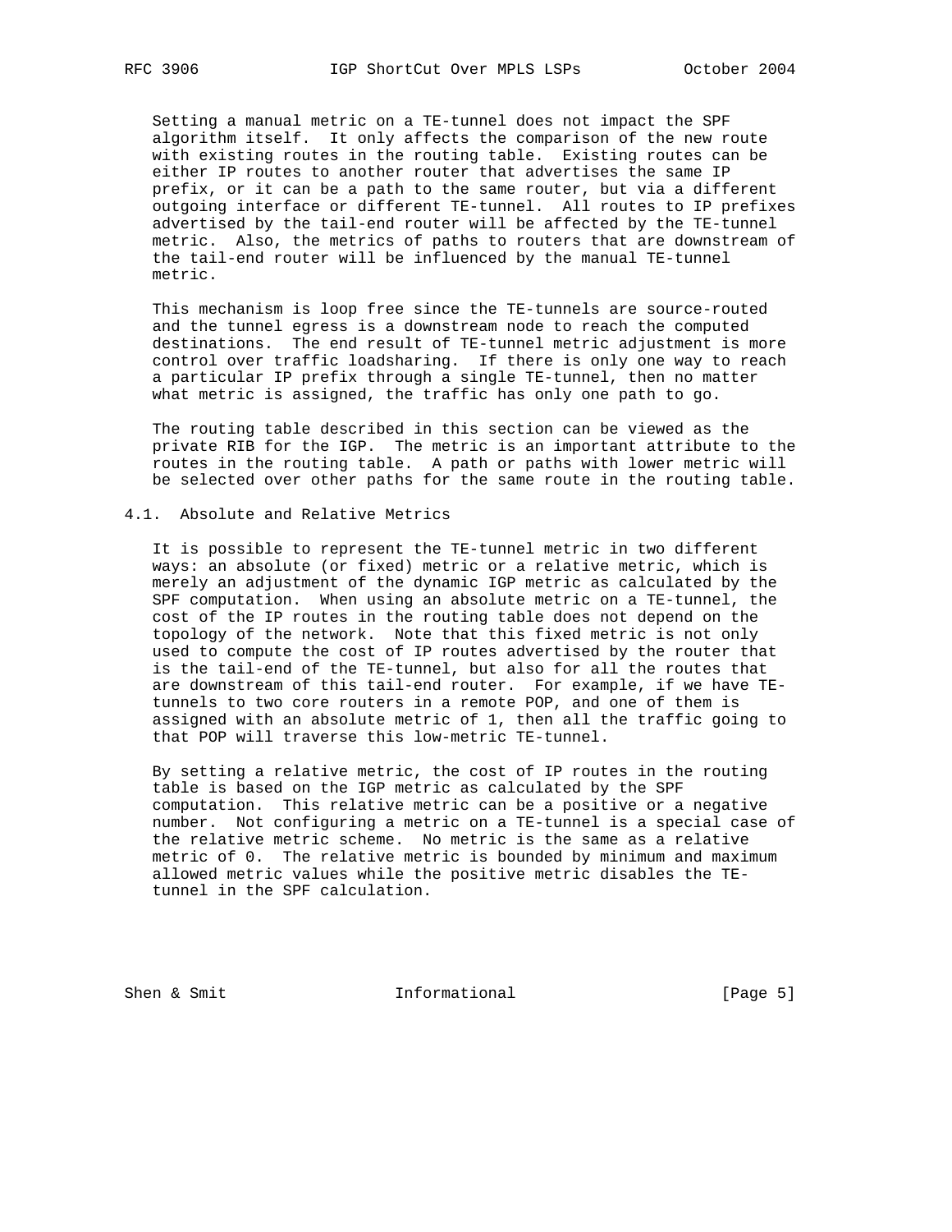Setting a manual metric on a TE-tunnel does not impact the SPF algorithm itself. It only affects the comparison of the new route with existing routes in the routing table. Existing routes can be either IP routes to another router that advertises the same IP prefix, or it can be a path to the same router, but via a different outgoing interface or different TE-tunnel. All routes to IP prefixes advertised by the tail-end router will be affected by the TE-tunnel metric. Also, the metrics of paths to routers that are downstream of the tail-end router will be influenced by the manual TE-tunnel metric.

This mechanism is loop free since the TE-tunnels are source-routed and the tunnel egress is a downstream node to reach the computed destinations. The end result of TE-tunnel metric adjustment is more control over traffic loadsharing. If there is only one way to reach a particular IP prefix through a single TE-tunnel, then no matter what metric is assigned, the traffic has only one path to go.

The routing table described in this section can be viewed as the private RIB for the IGP. The metric is an important attribute to the routes in the routing table. A path or paths with lower metric will be selected over other paths for the same route in the routing table.

## 4.1. Absolute and Relative Metrics

It is possible to represent the TE-tunnel metric in two different ways: an absolute (or fixed) metric or a relative metric, which is merely an adjustment of the dynamic IGP metric as calculated by the SPF computation. When using an absolute metric on a TE-tunnel, the cost of the IP routes in the routing table does not depend on the topology of the network. Note that this fixed metric is not only used to compute the cost of IP routes advertised by the router that is the tail-end of the TE-tunnel, but also for all the routes that are downstream of this tail-end router. For example, if we have TE-tunnels to two core routers in a remote POP, and one of them is assigned with an absolute metric of 1, then all the traffic going to that POP will traverse this low-metric TE-tunnel.

By setting a relative metric, the cost of IP routes in the routing table is based on the IGP metric as calculated by the SPF computation. This relative metric can be a positive or a negative number. Not configuring a metric on a TE-tunnel is a special case of the relative metric scheme. No metric is the same as a relative metric of 0. The relative metric is bounded by minimum and maximum allowed metric values while the positive metric disables the TE-tunnel in the SPF calculation.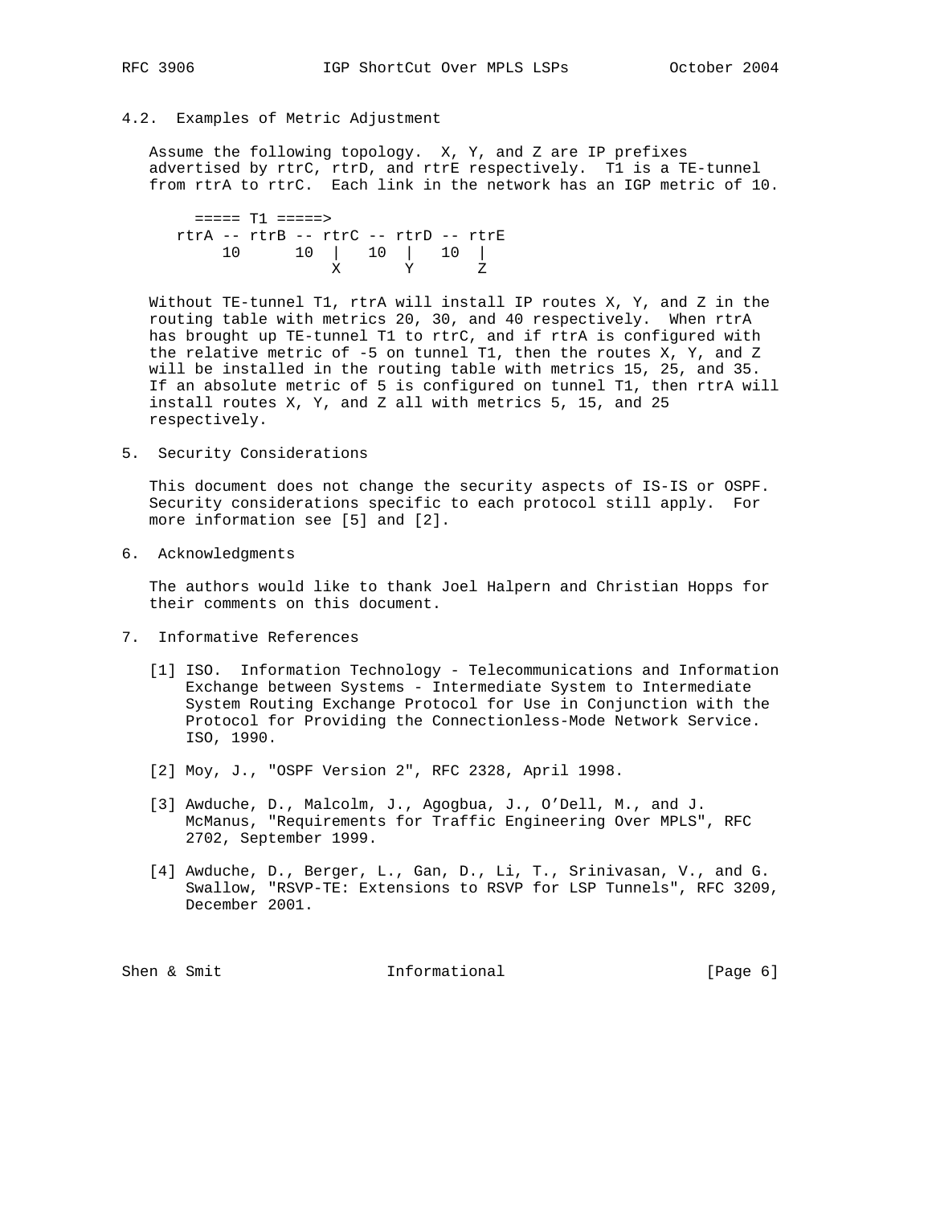### 4.2. Examples of Metric Adjustment

Assume the following topology. X, Y, and Z are IP prefixes advertised by rtrC, rtrD, and rtrE respectively. T1 is a TE-tunnel from rtrA to rtrC. Each link in the network has an IGP metric of 10.

```
     ===== T1 =====>
  rtrA -- rtrB -- rtrC -- rtrD -- rtrE
       10      10  |   10  |   10  |
                   X       Y       Z
```

Without TE-tunnel T1, rtrA will install IP routes X, Y, and Z in the routing table with metrics 20, 30, and 40 respectively. When rtrA has brought up TE-tunnel T1 to rtrC, and if rtrA is configured with the relative metric of -5 on tunnel T1, then the routes X, Y, and Z will be installed in the routing table with metrics 15, 25, and 35. If an absolute metric of 5 is configured on tunnel T1, then rtrA will install routes X, Y, and Z all with metrics 5, 15, and 25 respectively.

## 5. Security Considerations

This document does not change the security aspects of IS-IS or OSPF. Security considerations specific to each protocol still apply. For more information see [5] and [2].

## 6. Acknowledgments

The authors would like to thank Joel Halpern and Christian Hopps for their comments on this document.

## 7. Informative References

[1] ISO. Information Technology - Telecommunications and Information Exchange between Systems - Intermediate System to Intermediate System Routing Exchange Protocol for Use in Conjunction with the Protocol for Providing the Connectionless-Mode Network Service. ISO, 1990.

[2] Moy, J., "OSPF Version 2", RFC 2328, April 1998.

[3] Awduche, D., Malcolm, J., Agogbua, J., O'Dell, M., and J. McManus, "Requirements for Traffic Engineering Over MPLS", RFC 2702, September 1999.

[4] Awduche, D., Berger, L., Gan, D., Li, T., Srinivasan, V., and G. Swallow, "RSVP-TE: Extensions to RSVP for LSP Tunnels", RFC 3209, December 2001.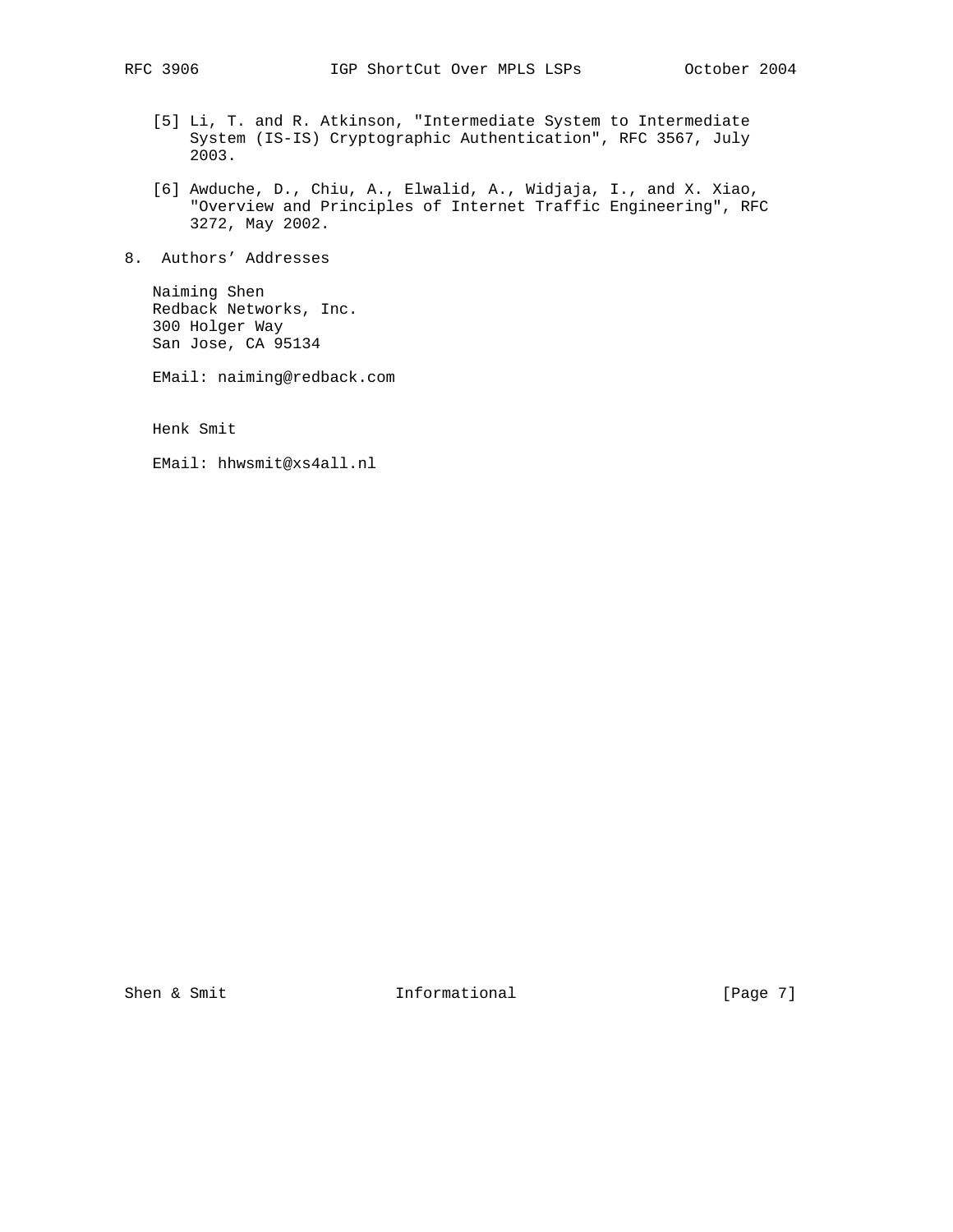[5] Li, T. and R. Atkinson, "Intermediate System to Intermediate System (IS-IS) Cryptographic Authentication", RFC 3567, July 2003.

[6] Awduche, D., Chiu, A., Elwalid, A., Widjaja, I., and X. Xiao, "Overview and Principles of Internet Traffic Engineering", RFC 3272, May 2002.

## 8. Authors' Addresses

Naiming Shen
Redback Networks, Inc.
300 Holger Way
San Jose, CA 95134

EMail: naiming@redback.com

Henk Smit

EMail: hhwsmit@xs4all.nl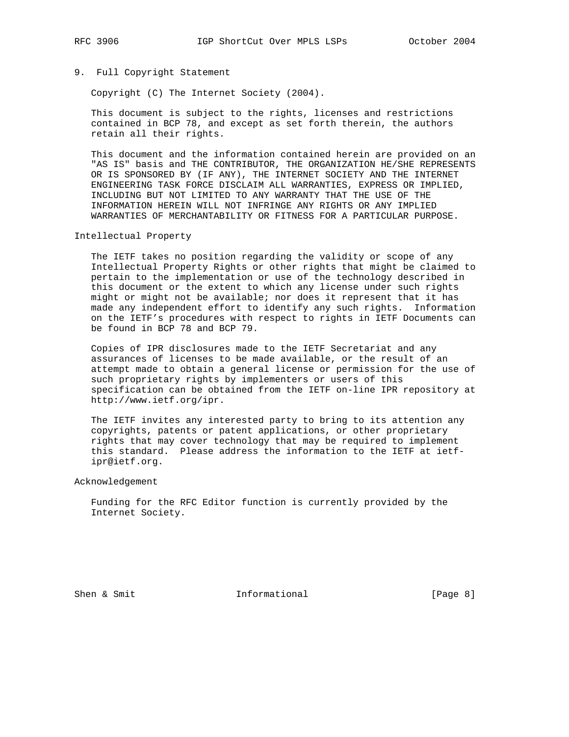## 9. Full Copyright Statement

Copyright (C) The Internet Society (2004).

This document is subject to the rights, licenses and restrictions contained in BCP 78, and except as set forth therein, the authors retain all their rights.

This document and the information contained herein are provided on an "AS IS" basis and THE CONTRIBUTOR, THE ORGANIZATION HE/SHE REPRESENTS OR IS SPONSORED BY (IF ANY), THE INTERNET SOCIETY AND THE INTERNET ENGINEERING TASK FORCE DISCLAIM ALL WARRANTIES, EXPRESS OR IMPLIED, INCLUDING BUT NOT LIMITED TO ANY WARRANTY THAT THE USE OF THE INFORMATION HEREIN WILL NOT INFRINGE ANY RIGHTS OR ANY IMPLIED WARRANTIES OF MERCHANTABILITY OR FITNESS FOR A PARTICULAR PURPOSE.

## Intellectual Property

The IETF takes no position regarding the validity or scope of any Intellectual Property Rights or other rights that might be claimed to pertain to the implementation or use of the technology described in this document or the extent to which any license under such rights might or might not be available; nor does it represent that it has made any independent effort to identify any such rights. Information on the IETF's procedures with respect to rights in IETF Documents can be found in BCP 78 and BCP 79.

Copies of IPR disclosures made to the IETF Secretariat and any assurances of licenses to be made available, or the result of an attempt made to obtain a general license or permission for the use of such proprietary rights by implementers or users of this specification can be obtained from the IETF on-line IPR repository at http://www.ietf.org/ipr.

The IETF invites any interested party to bring to its attention any copyrights, patents or patent applications, or other proprietary rights that may cover technology that may be required to implement this standard. Please address the information to the IETF at ietf-ipr@ietf.org.

## Acknowledgement

Funding for the RFC Editor function is currently provided by the Internet Society.